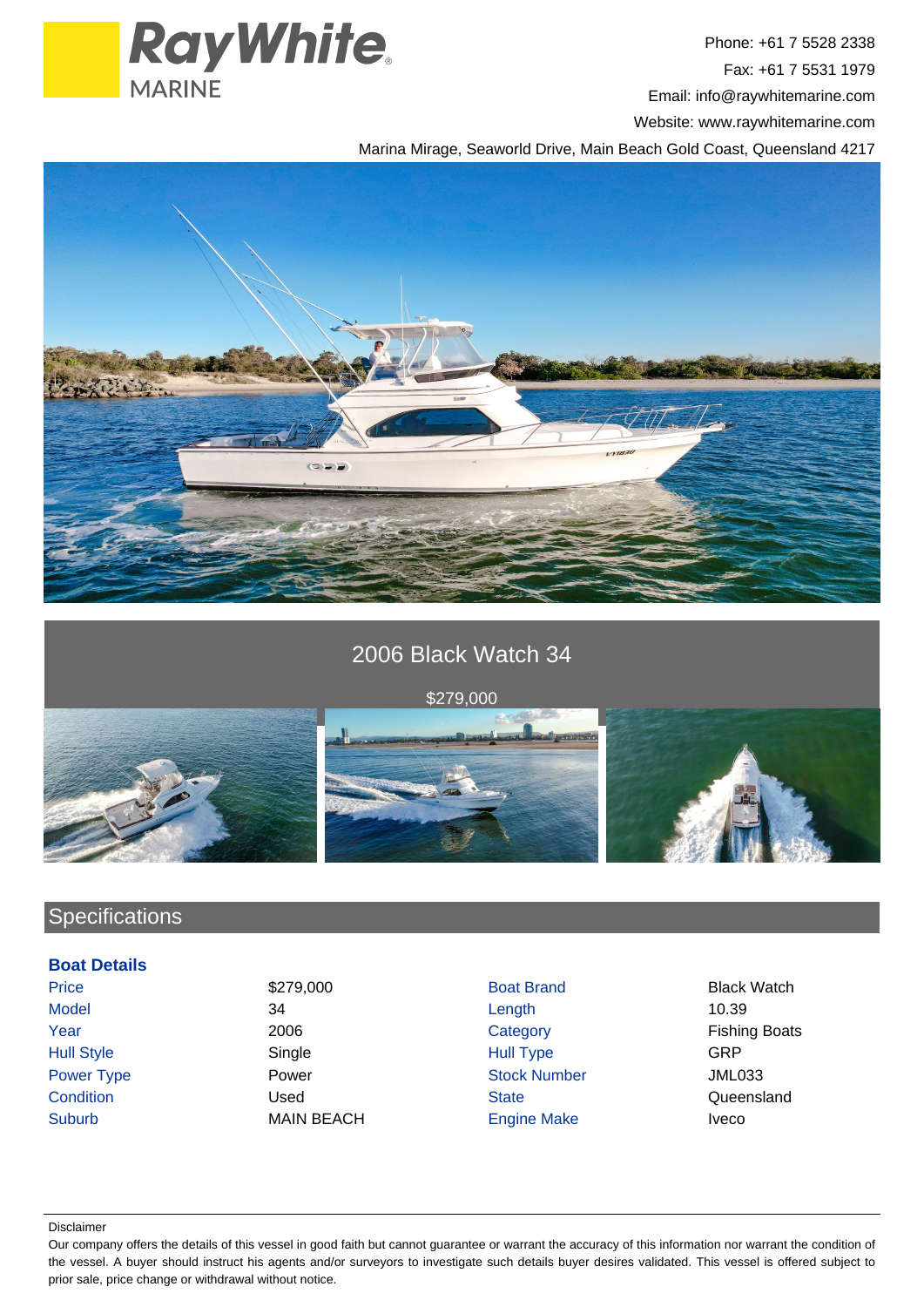Ray White MARINE

Phone: +61 7 5528 2338

Fax: +61 7 5531 1979

Email: info@raywhitemarine.com

Website: www.raywhitemarine.com

Marina Mirage, Seaworld Drive, Main Beach Gold Coast, Queensland 4217

# 2006 Black Watch 34

$279,000

## Specifications

### Boat Details

| | | | |
|---|---|---|---|
| Price | $279,000 | Boat Brand | Black Watch |
| Model | 34 | Length | 10.39 |
| Year | 2006 | Category | Fishing Boats |
| Hull Style | Single | Hull Type | GRP |
| Power Type | Power | Stock Number | JML033 |
| Condition | Used | State | Queensland |
| Suburb | MAIN BEACH | Engine Make | Iveco |

Disclaimer

Our company offers the details of this vessel in good faith but cannot guarantee or warrant the accuracy of this information nor warrant the condition of the vessel. A buyer should instruct his agents and/or surveyors to investigate such details buyer desires validated. This vessel is offered subject to prior sale, price change or withdrawal without notice.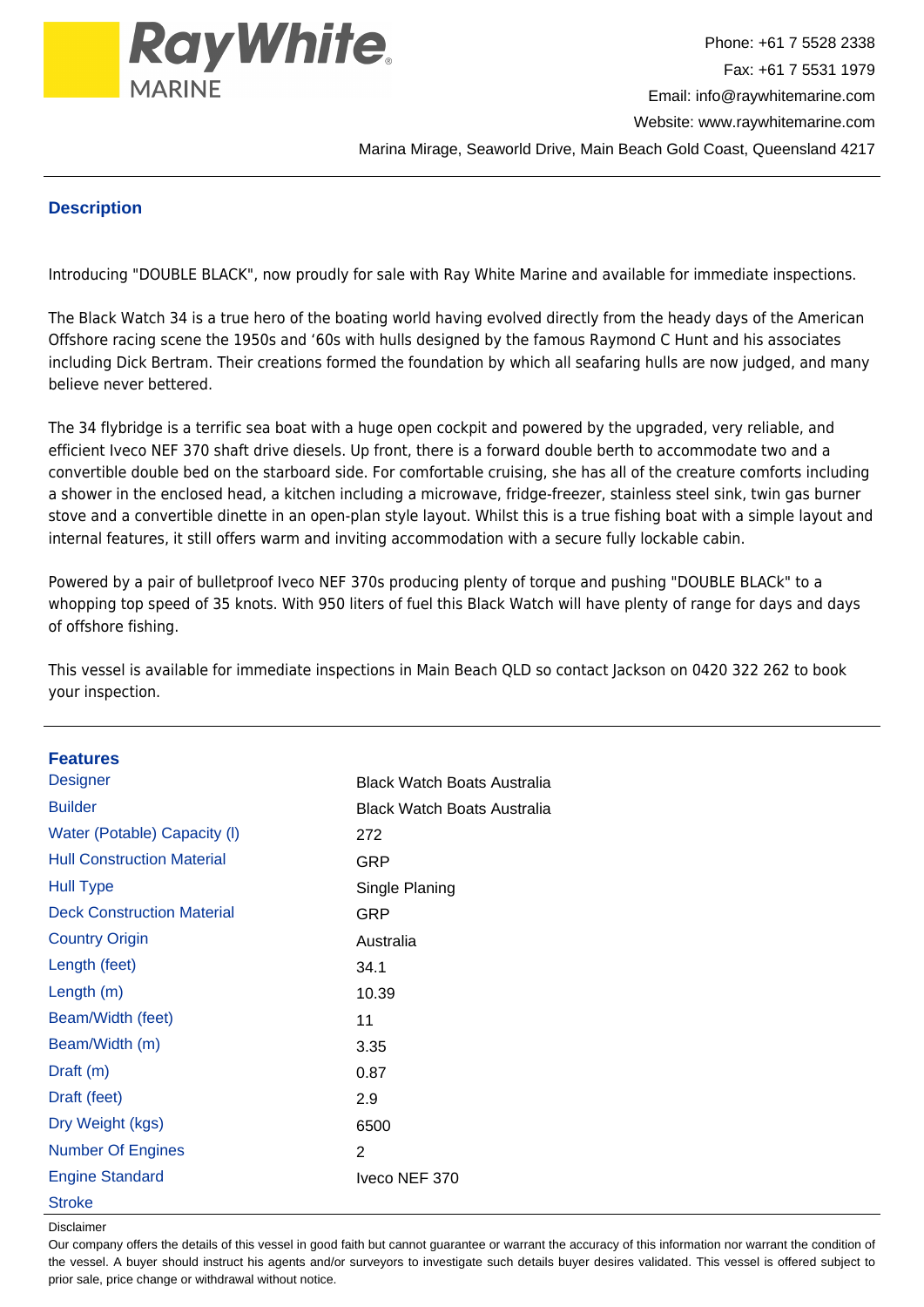## Description

Introducing "DOUBLE BLACK", now proudly for sale with Ray White Marine and available for immediate inspections.

The Black Watch 34 is a true hero of the boating world having evolved directly from the heady days of the American Offshore racing scene the 1950s and ‘60s with hulls designed by the famous Raymond C Hunt and his associates including Dick Bertram. Their creations formed the foundation by which all seafaring hulls are now judged, and many believe never bettered.

The 34 flybridge is a terrific sea boat with a huge open cockpit and powered by the upgraded, very reliable, and efficient Iveco NEF 370 shaft drive diesels. Up front, there is a forward double berth to accommodate two and a convertible double bed on the starboard side. For comfortable cruising, she has all of the creature comforts including a shower in the enclosed head, a kitchen including a microwave, fridge-freezer, stainless steel sink, twin gas burner stove and a convertible dinette in an open-plan style layout. Whilst this is a true fishing boat with a simple layout and internal features, it still offers warm and inviting accommodation with a secure fully lockable cabin.

Powered by a pair of bulletproof Iveco NEF 370s producing plenty of torque and pushing "DOUBLE BLACk" to a whopping top speed of 35 knots. With 950 liters of fuel this Black Watch will have plenty of range for days and days of offshore fishing.

This vessel is available for immediate inspections in Main Beach QLD so contact Jackson on 0420 322 262 to book your inspection.

## Features

| | |
|---|---|
| Designer | Black Watch Boats Australia |
| Builder | Black Watch Boats Australia |
| Water (Potable) Capacity (l) | 272 |
| Hull Construction Material | GRP |
| Hull Type | Single Planing |
| Deck Construction Material | GRP |
| Country Origin | Australia |
| Length (feet) | 34.1 |
| Length (m) | 10.39 |
| Beam/Width (feet) | 11 |
| Beam/Width (m) | 3.35 |
| Draft (m) | 0.87 |
| Draft (feet) | 2.9 |
| Dry Weight (kgs) | 6500 |
| Number Of Engines | 2 |
| Engine Standard | Iveco NEF 370 |
| Stroke | |

Disclaimer

Our company offers the details of this vessel in good faith but cannot guarantee or warrant the accuracy of this information nor warrant the condition of the vessel. A buyer should instruct his agents and/or surveyors to investigate such details buyer desires validated. This vessel is offered subject to prior sale, price change or withdrawal without notice.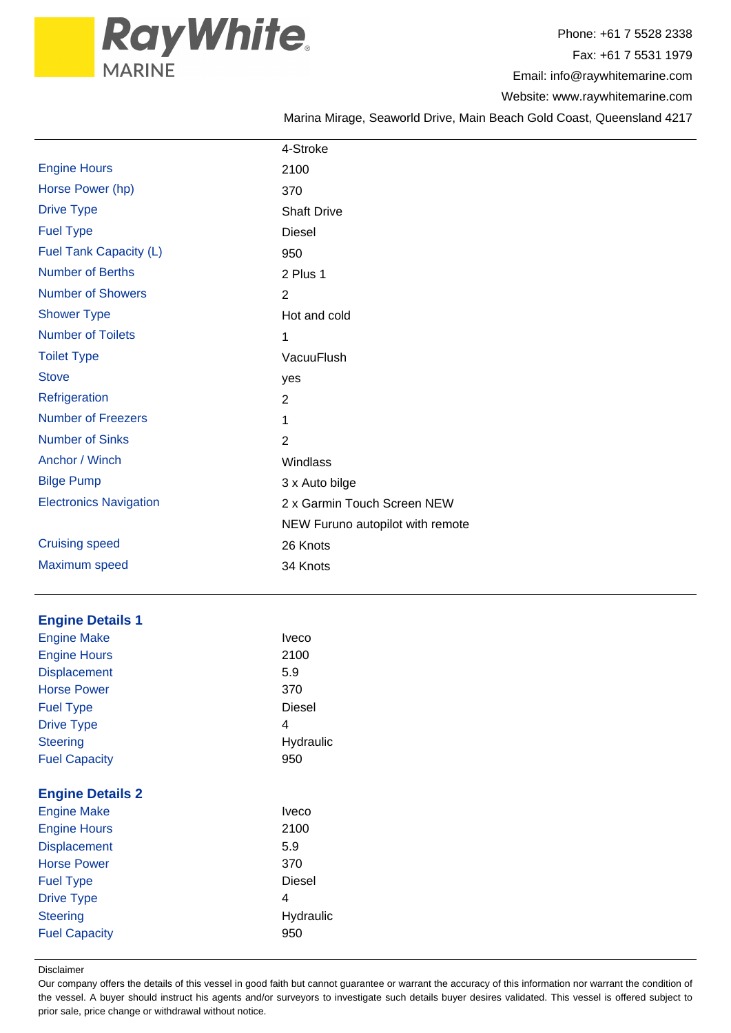| | |
|---|---|
| | 4-Stroke |
| Engine Hours | 2100 |
| Horse Power (hp) | 370 |
| Drive Type | Shaft Drive |
| Fuel Type | Diesel |
| Fuel Tank Capacity (L) | 950 |
| Number of Berths | 2 Plus 1 |
| Number of Showers | 2 |
| Shower Type | Hot and cold |
| Number of Toilets | 1 |
| Toilet Type | VacuuFlush |
| Stove | yes |
| Refrigeration | 2 |
| Number of Freezers | 1 |
| Number of Sinks | 2 |
| Anchor / Winch | Windlass |
| Bilge Pump | 3 x Auto bilge |
| Electronics Navigation | 2 x Garmin Touch Screen NEW<br>NEW Furuno autopilot with remote |
| Cruising speed | 26 Knots |
| Maximum speed | 34 Knots |

## Engine Details 1

| | |
|---|---|
| Engine Make | Iveco |
| Engine Hours | 2100 |
| Displacement | 5.9 |
| Horse Power | 370 |
| Fuel Type | Diesel |
| Drive Type | 4 |
| Steering | Hydraulic |
| Fuel Capacity | 950 |

## Engine Details 2

| | |
|---|---|
| Engine Make | Iveco |
| Engine Hours | 2100 |
| Displacement | 5.9 |
| Horse Power | 370 |
| Fuel Type | Diesel |
| Drive Type | 4 |
| Steering | Hydraulic |
| Fuel Capacity | 950 |

Disclaimer

Our company offers the details of this vessel in good faith but cannot guarantee or warrant the accuracy of this information nor warrant the condition of the vessel. A buyer should instruct his agents and/or surveyors to investigate such details buyer desires validated. This vessel is offered subject to prior sale, price change or withdrawal without notice.